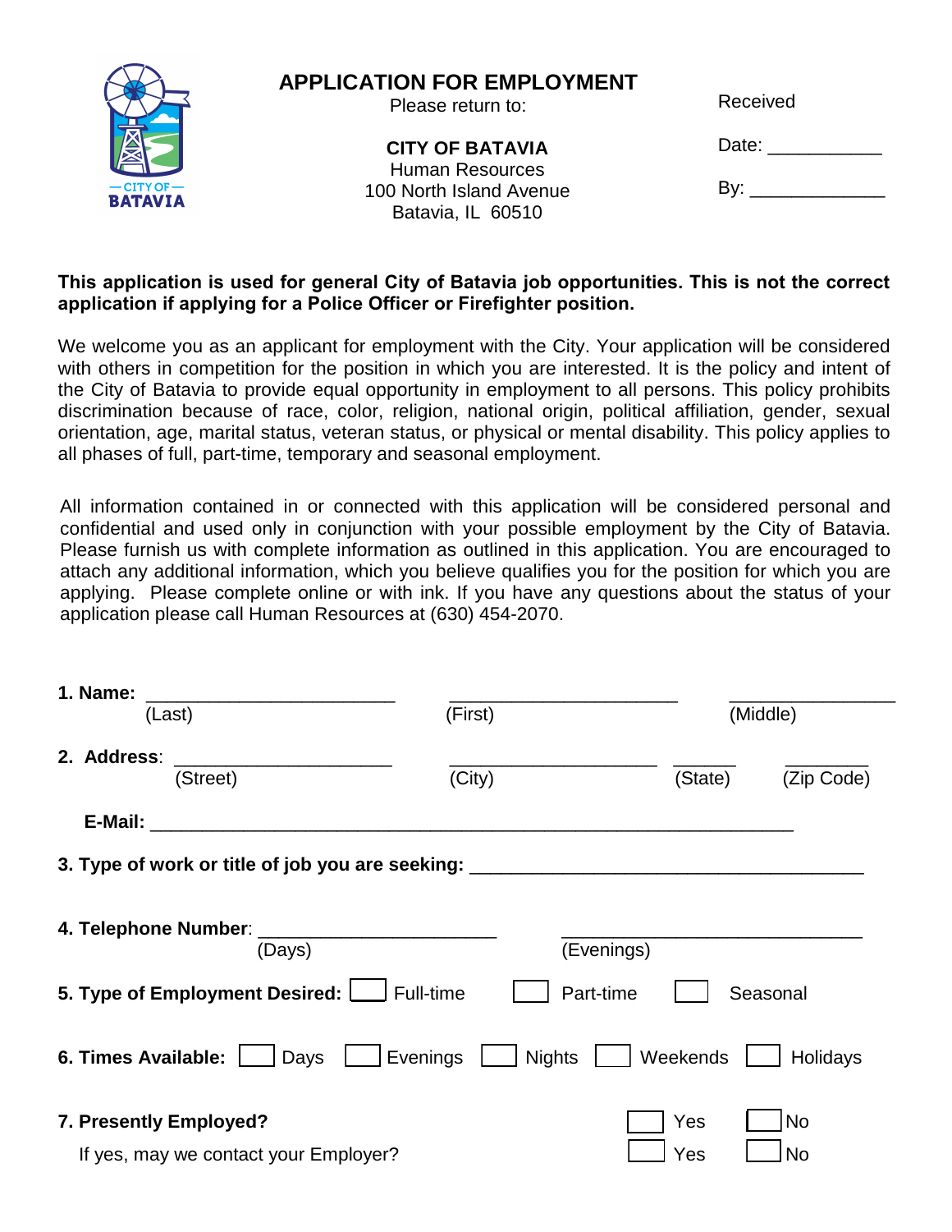# APPLICATION FOR EMPLOYMENT

Please return to:

**CITY OF BATAVIA**
Human Resources
100 North Island Avenue
Batavia, IL 60510

Received

Date: ___________

By: _____________

**This application is used for general City of Batavia job opportunities. This is not the correct application if applying for a Police Officer or Firefighter position.**

We welcome you as an applicant for employment with the City. Your application will be considered with others in competition for the position in which you are interested. It is the policy and intent of the City of Batavia to provide equal opportunity in employment to all persons. This policy prohibits discrimination because of race, color, religion, national origin, political affiliation, gender, sexual orientation, age, marital status, veteran status, or physical or mental disability. This policy applies to all phases of full, part-time, temporary and seasonal employment.

All information contained in or connected with this application will be considered personal and confidential and used only in conjunction with your possible employment by the City of Batavia. Please furnish us with complete information as outlined in this application. You are encouraged to attach any additional information, which you believe qualifies you for the position for which you are applying. Please complete online or with ink. If you have any questions about the status of your application please call Human Resources at (630) 454-2070.

**1. Name:** ________________________ ______________________ ________________
(Last) (First) (Middle)

**2. Address**: _____________________ ____________________ ______ ________
(Street) (City) (State) (Zip Code)

**E-Mail:** ______________________________________________________________

**3. Type of work or title of job you are seeking:** ______________________________________

**4. Telephone Number**: ______________________ ____________________________
(Days) (Evenings)

**5. Type of Employment Desired:** ☐ Full-time ☐ Part-time ☐ Seasonal

**6. Times Available:** ☐ Days ☐ Evenings ☐ Nights ☐ Weekends ☐ Holidays

**7. Presently Employed?** ☐ Yes ☐ No

If yes, may we contact your Employer? ☐ Yes ☐ No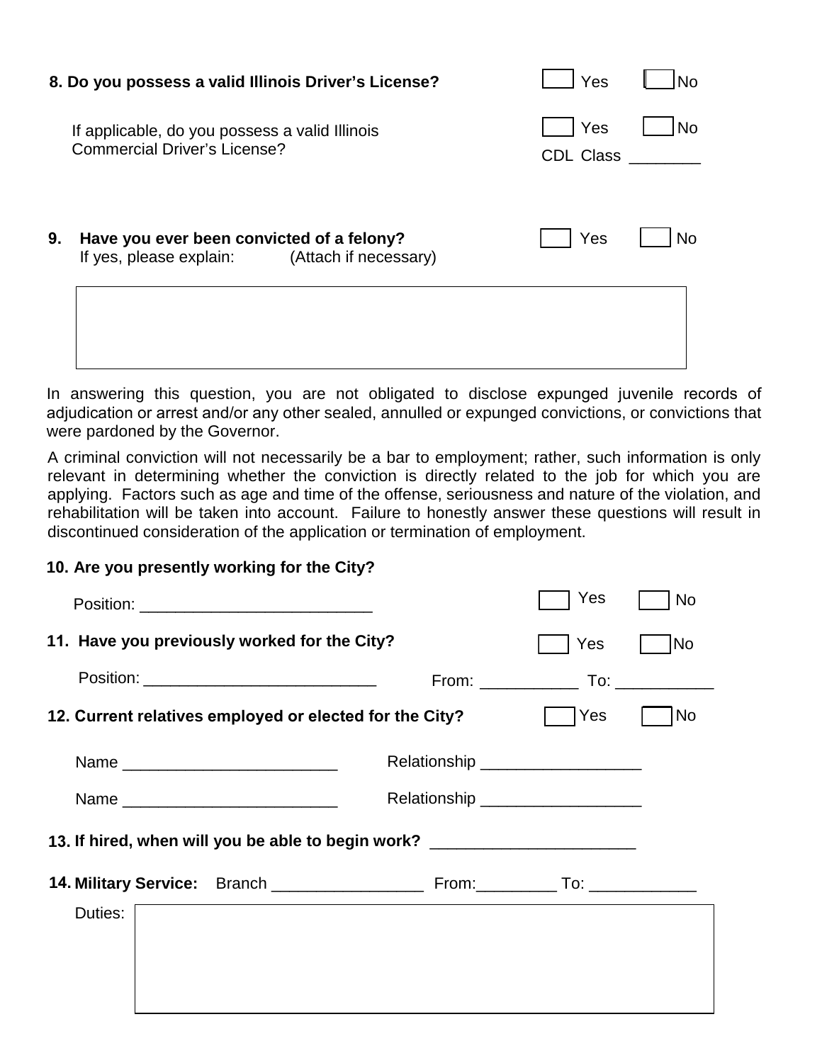**8. Do you possess a valid Illinois Driver's License?** ☐ Yes ☐ No

If applicable, do you possess a valid Illinois Commercial Driver's License? ☐ Yes ☐ No

CDL Class ________

**9. Have you ever been convicted of a felony?** ☐ Yes ☐ No

If yes, please explain: (Attach if necessary)

| |
|---|
| |

In answering this question, you are not obligated to disclose expunged juvenile records of adjudication or arrest and/or any other sealed, annulled or expunged convictions, or convictions that were pardoned by the Governor.

A criminal conviction will not necessarily be a bar to employment; rather, such information is only relevant in determining whether the conviction is directly related to the job for which you are applying. Factors such as age and time of the offense, seriousness and nature of the violation, and rehabilitation will be taken into account. Failure to honestly answer these questions will result in discontinued consideration of the application or termination of employment.

**10. Are you presently working for the City?** ☐ Yes ☐ No

Position: __________________________

**11. Have you previously worked for the City?** ☐ Yes ☐ No

Position: __________________________ From: ___________ To: ___________

**12. Current relatives employed or elected for the City?** ☐ Yes ☐ No

Name ________________________ Relationship __________________

Name ________________________ Relationship __________________

**13. If hired, when will you be able to begin work?** ______________________

**14. Military Service:** Branch _________________ From:_________ To: ____________

Duties:

| |
|---|
| |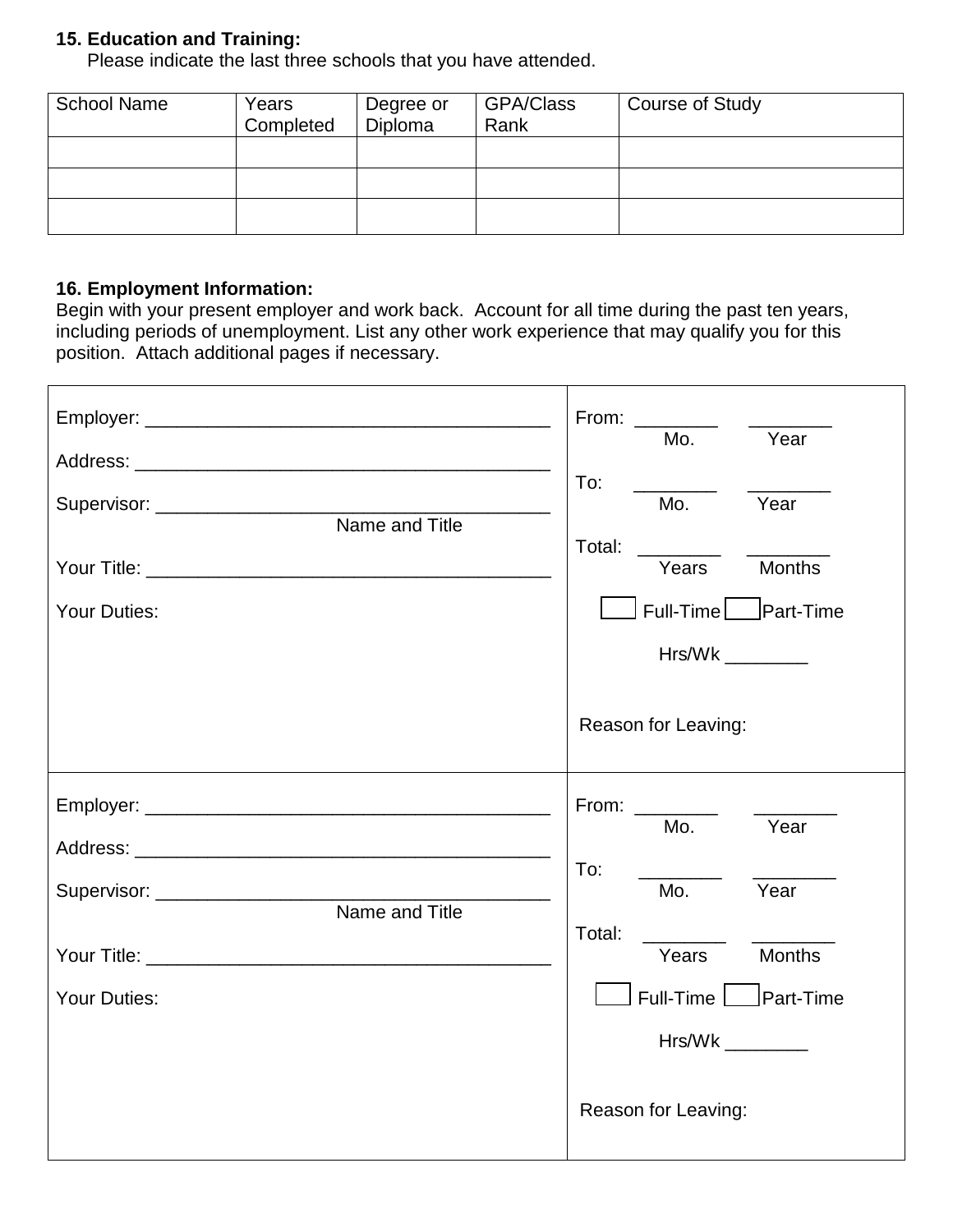**15. Education and Training:**

Please indicate the last three schools that you have attended.

| School Name | Years Completed | Degree or Diploma | GPA/Class Rank | Course of Study |
|---|---|---|---|---|
| | | | | |
| | | | | |
| | | | | |

**16. Employment Information:**

Begin with your present employer and work back. Account for all time during the past ten years, including periods of unemployment. List any other work experience that may qualify you for this position. Attach additional pages if necessary.

| | |
|---|---|
| Employer: ________________________________________<br><br>Address: ________________________________________<br><br>Supervisor: ______________________________________<br>Name and Title<br><br>Your Title: ______________________________________<br><br>Your Duties: | From: ________ ________<br>Mo. Year<br><br>To: ________ ________<br>Mo. Year<br><br>Total: ________ ________<br>Years Months<br><br>☐ Full-Time ☐ Part-Time<br><br>Hrs/Wk ________<br><br>Reason for Leaving: |
| Employer: ________________________________________<br><br>Address: ________________________________________<br><br>Supervisor: ______________________________________<br>Name and Title<br><br>Your Title: ______________________________________<br><br>Your Duties: | From: ________ ________<br>Mo. Year<br><br>To: ________ ________<br>Mo. Year<br><br>Total: ________ ________<br>Years Months<br><br>☐ Full-Time ☐ Part-Time<br><br>Hrs/Wk ________<br><br>Reason for Leaving: |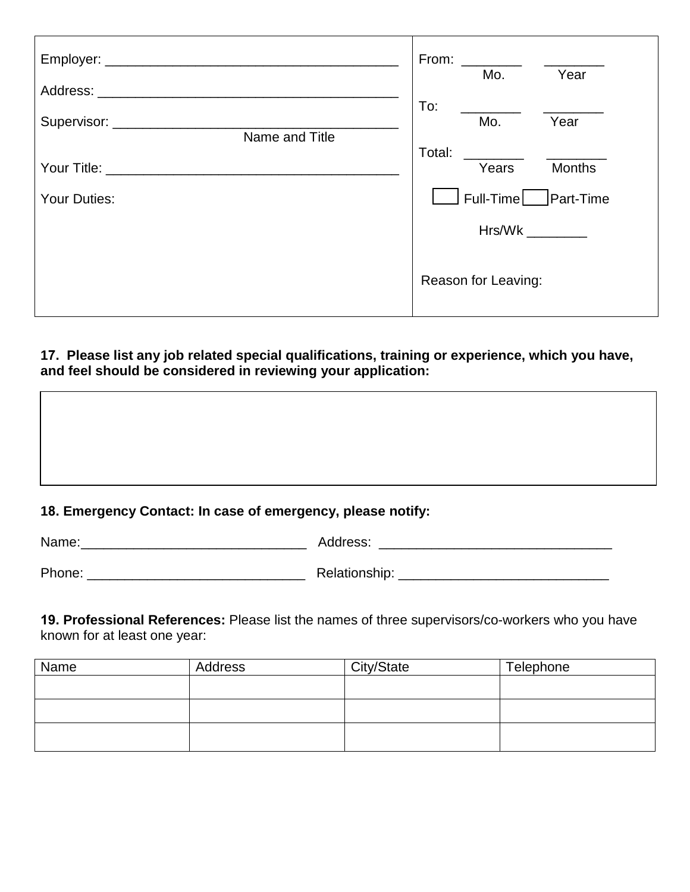| | |
|---|---|
| Employer: ______________________________________<br><br>Address: ______________________________________<br><br>Supervisor: ____________________________________<br>Name and Title<br><br>Your Title: ____________________________________<br><br>Your Duties: | From: ________ ________<br>Mo. Year<br><br>To: ________ ________<br>Mo. Year<br><br>Total: ________ ________<br>Years Months<br><br>☐ Full-Time ☐ Part-Time<br><br>Hrs/Wk ________<br><br>Reason for Leaving: |

**17. Please list any job related special qualifications, training or experience, which you have, and feel should be considered in reviewing your application:**

| |
|---|
| |

**18. Emergency Contact: In case of emergency, please notify:**

Name:______________________________ Address: _______________________________

Phone: _____________________________ Relationship: ____________________________

**19. Professional References:** Please list the names of three supervisors/co-workers who you have known for at least one year:

| Name | Address | City/State | Telephone |
|---|---|---|---|
| | | | |
| | | | |
| | | | |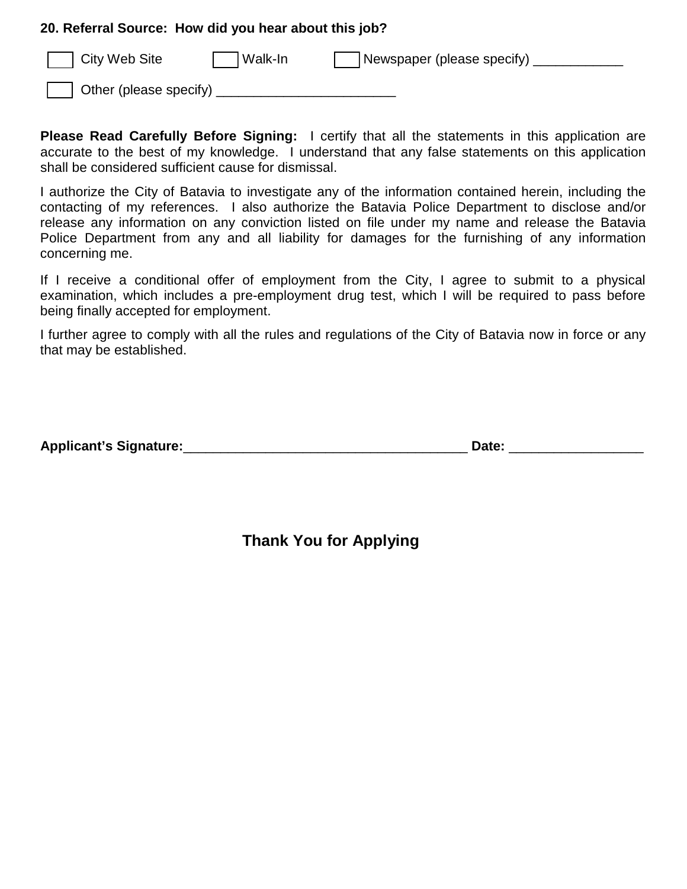**20. Referral Source: How did you hear about this job?**

☐ City Web Site ☐ Walk-In ☐ Newspaper (please specify) ____________

☐ Other (please specify) ________________________

**Please Read Carefully Before Signing:** I certify that all the statements in this application are accurate to the best of my knowledge. I understand that any false statements on this application shall be considered sufficient cause for dismissal.

I authorize the City of Batavia to investigate any of the information contained herein, including the contacting of my references. I also authorize the Batavia Police Department to disclose and/or release any information on any conviction listed on file under my name and release the Batavia Police Department from any and all liability for damages for the furnishing of any information concerning me.

If I receive a conditional offer of employment from the City, I agree to submit to a physical examination, which includes a pre-employment drug test, which I will be required to pass before being finally accepted for employment.

I further agree to comply with all the rules and regulations of the City of Batavia now in force or any that may be established.

**Applicant's Signature:**______________________________________ **Date:** __________________

**Thank You for Applying**